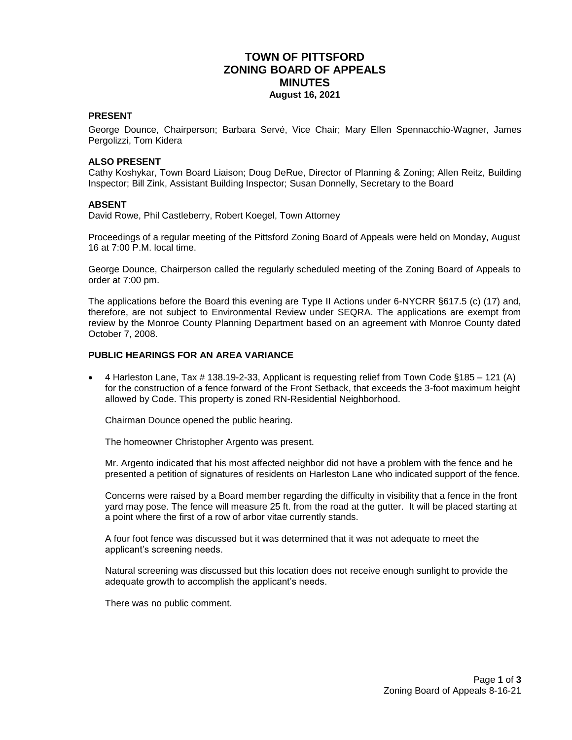# TOWN OF PITTSFORD
# ZONING BOARD OF APPEALS
# MINUTES
**August 16, 2021**

### PRESENT

George Dounce, Chairperson; Barbara Servé, Vice Chair; Mary Ellen Spennacchio-Wagner, James Pergolizzi, Tom Kidera

### ALSO PRESENT

Cathy Koshykar, Town Board Liaison; Doug DeRue, Director of Planning & Zoning; Allen Reitz, Building Inspector; Bill Zink, Assistant Building Inspector; Susan Donnelly, Secretary to the Board

### ABSENT

David Rowe, Phil Castleberry, Robert Koegel, Town Attorney

Proceedings of a regular meeting of the Pittsford Zoning Board of Appeals were held on Monday, August 16 at 7:00 P.M. local time.

George Dounce, Chairperson called the regularly scheduled meeting of the Zoning Board of Appeals to order at 7:00 pm.

The applications before the Board this evening are Type II Actions under 6-NYCRR §617.5 (c) (17) and, therefore, are not subject to Environmental Review under SEQRA. The applications are exempt from review by the Monroe County Planning Department based on an agreement with Monroe County dated October 7, 2008.

### PUBLIC HEARINGS FOR AN AREA VARIANCE

- 4 Harleston Lane, Tax # 138.19-2-33, Applicant is requesting relief from Town Code §185 – 121 (A) for the construction of a fence forward of the Front Setback, that exceeds the 3-foot maximum height allowed by Code. This property is zoned RN-Residential Neighborhood.

  Chairman Dounce opened the public hearing.

  The homeowner Christopher Argento was present.

  Mr. Argento indicated that his most affected neighbor did not have a problem with the fence and he presented a petition of signatures of residents on Harleston Lane who indicated support of the fence.

  Concerns were raised by a Board member regarding the difficulty in visibility that a fence in the front yard may pose. The fence will measure 25 ft. from the road at the gutter. It will be placed starting at a point where the first of a row of arbor vitae currently stands.

  A four foot fence was discussed but it was determined that it was not adequate to meet the applicant's screening needs.

  Natural screening was discussed but this location does not receive enough sunlight to provide the adequate growth to accomplish the applicant's needs.

  There was no public comment.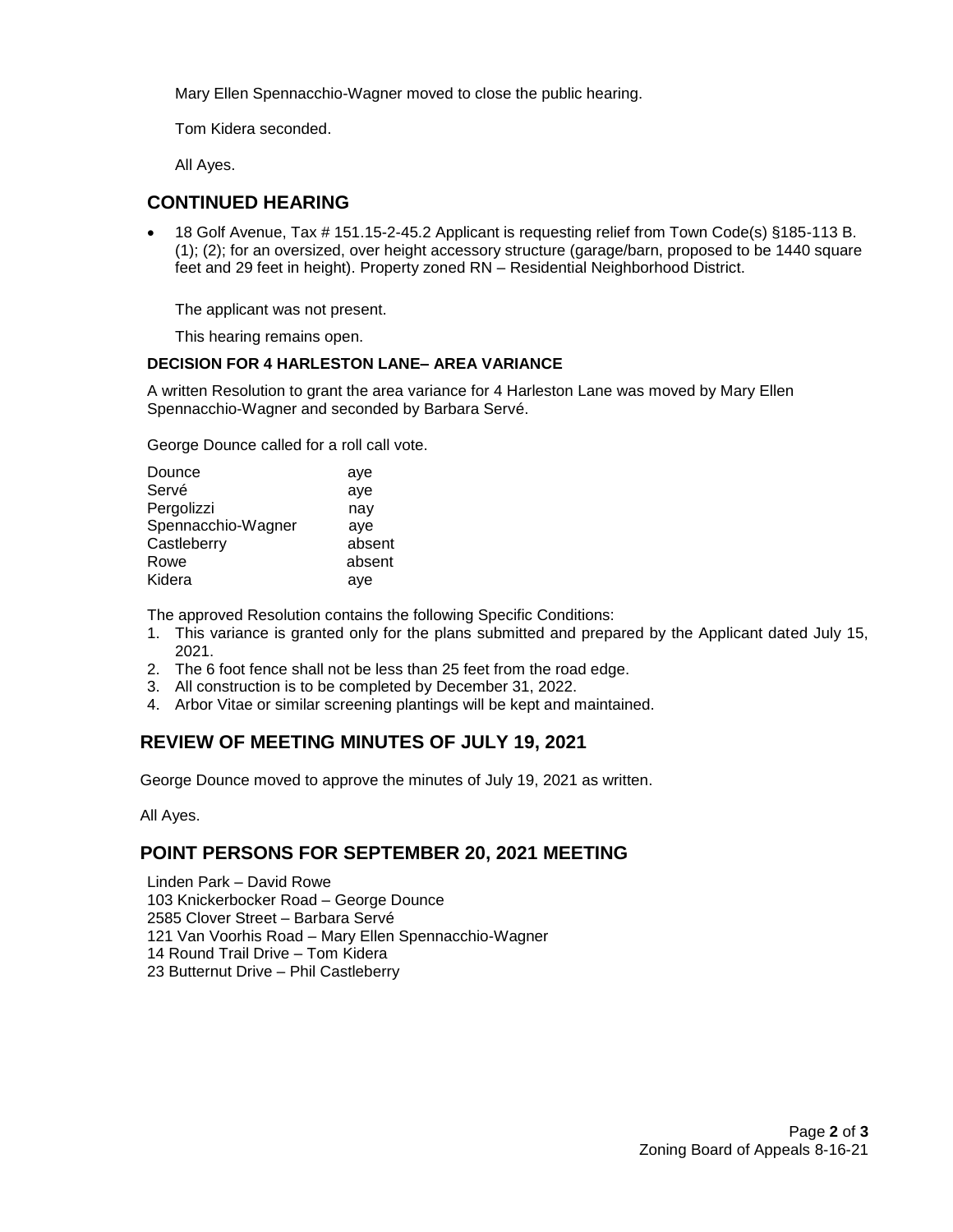Mary Ellen Spennacchio-Wagner moved to close the public hearing.

Tom Kidera seconded.

All Ayes.

## CONTINUED HEARING

- 18 Golf Avenue, Tax # 151.15-2-45.2 Applicant is requesting relief from Town Code(s) §185-113 B. (1); (2); for an oversized, over height accessory structure (garage/barn, proposed to be 1440 square feet and 29 feet in height). Property zoned RN – Residential Neighborhood District.

The applicant was not present.

This hearing remains open.

### DECISION FOR 4 HARLESTON LANE– AREA VARIANCE

A written Resolution to grant the area variance for 4 Harleston Lane was moved by Mary Ellen Spennacchio-Wagner and seconded by Barbara Servé.

George Dounce called for a roll call vote.

| | |
|---|---|
| Dounce | aye |
| Servé | aye |
| Pergolizzi | nay |
| Spennacchio-Wagner | aye |
| Castleberry | absent |
| Rowe | absent |
| Kidera | aye |

The approved Resolution contains the following Specific Conditions:

1. This variance is granted only for the plans submitted and prepared by the Applicant dated July 15, 2021.
2. The 6 foot fence shall not be less than 25 feet from the road edge.
3. All construction is to be completed by December 31, 2022.
4. Arbor Vitae or similar screening plantings will be kept and maintained.

## REVIEW OF MEETING MINUTES OF JULY 19, 2021

George Dounce moved to approve the minutes of July 19, 2021 as written.

All Ayes.

## POINT PERSONS FOR SEPTEMBER 20, 2021 MEETING

Linden Park – David Rowe
103 Knickerbocker Road – George Dounce
2585 Clover Street – Barbara Servé
121 Van Voorhis Road – Mary Ellen Spennacchio-Wagner
14 Round Trail Drive – Tom Kidera
23 Butternut Drive – Phil Castleberry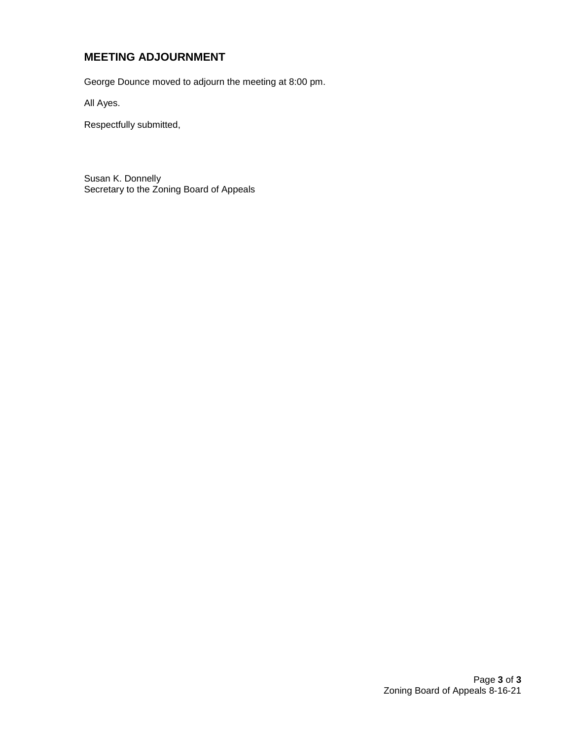## MEETING ADJOURNMENT

George Dounce moved to adjourn the meeting at 8:00 pm.

All Ayes.

Respectfully submitted,

Susan K. Donnelly
Secretary to the Zoning Board of Appeals